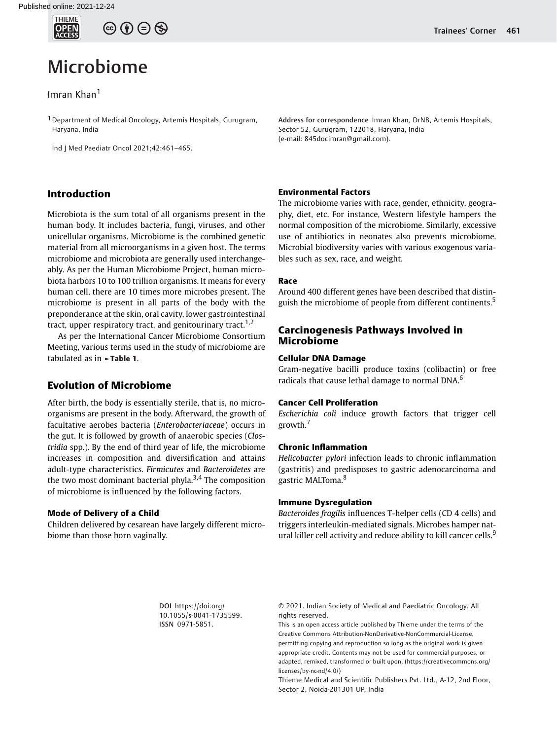# Microbiome

Imran Khan[1]

[1] Department of Medical Oncology, Artemis Hospitals, Gurugram, Haryana, India

Address for correspondence Imran Khan, DrNB, Artemis Hospitals, Sector 52, Gurugram, 122018, Haryana, India (e-mail: 845docimran@gmail.com).

Ind J Med Paediatr Oncol 2021;42:461–465.

## Introduction

Microbiota is the sum total of all organisms present in the human body. It includes bacteria, fungi, viruses, and other unicellular organisms. Microbiome is the combined genetic material from all microorganisms in a given host. The terms microbiome and microbiota are generally used interchangeably. As per the Human Microbiome Project, human microbiota harbors 10 to 100 trillion organisms. It means for every human cell, there are 10 times more microbes present. The microbiome is present in all parts of the body with the preponderance at the skin, oral cavity, lower gastrointestinal tract, upper respiratory tract, and genitourinary tract.[1,2]

As per the International Cancer Microbiome Consortium Meeting, various terms used in the study of microbiome are tabulated as in ►**Table 1**.

## Evolution of Microbiome

After birth, the body is essentially sterile, that is, no microorganisms are present in the body. Afterward, the growth of facultative aerobes bacteria (*Enterobacteriaceae*) occurs in the gut. It is followed by growth of anaerobic species (*Clostridia* spp.). By the end of third year of life, the microbiome increases in composition and diversification and attains adult-type characteristics. *Firmicutes* and *Bacteroidetes* are the two most dominant bacterial phyla.[3,4] The composition of microbiome is influenced by the following factors.

### Mode of Delivery of a Child

Children delivered by cesarean have largely different microbiome than those born vaginally.

### Environmental Factors

The microbiome varies with race, gender, ethnicity, geography, diet, etc. For instance, Western lifestyle hampers the normal composition of the microbiome. Similarly, excessive use of antibiotics in neonates also prevents microbiome. Microbial biodiversity varies with various exogenous variables such as sex, race, and weight.

### Race

Around 400 different genes have been described that distinguish the microbiome of people from different continents.[5]

## Carcinogenesis Pathways Involved in Microbiome

### Cellular DNA Damage

Gram-negative bacilli produce toxins (colibactin) or free radicals that cause lethal damage to normal DNA.[6]

### Cancer Cell Proliferation

*Escherichia coli* induce growth factors that trigger cell growth.[7]

### Chronic Inflammation

*Helicobacter pylori* infection leads to chronic inflammation (gastritis) and predisposes to gastric adenocarcinoma and gastric MALToma.[8]

### Immune Dysregulation

*Bacteroides fragilis* influences T-helper cells (CD 4 cells) and triggers interleukin-mediated signals. Microbes hamper natural killer cell activity and reduce ability to kill cancer cells.[9]

DOI https://doi.org/10.1055/s-0041-1735599. ISSN 0971-5851.

© 2021. Indian Society of Medical and Paediatric Oncology. All rights reserved.

This is an open access article published by Thieme under the terms of the Creative Commons Attribution-NonDerivative-NonCommercial-License, permitting copying and reproduction so long as the original work is given appropriate credit. Contents may not be used for commercial purposes, or adapted, remixed, transformed or built upon. (https://creativecommons.org/licenses/by-nc-nd/4.0/)

Thieme Medical and Scientific Publishers Pvt. Ltd., A-12, 2nd Floor, Sector 2, Noida-201301 UP, India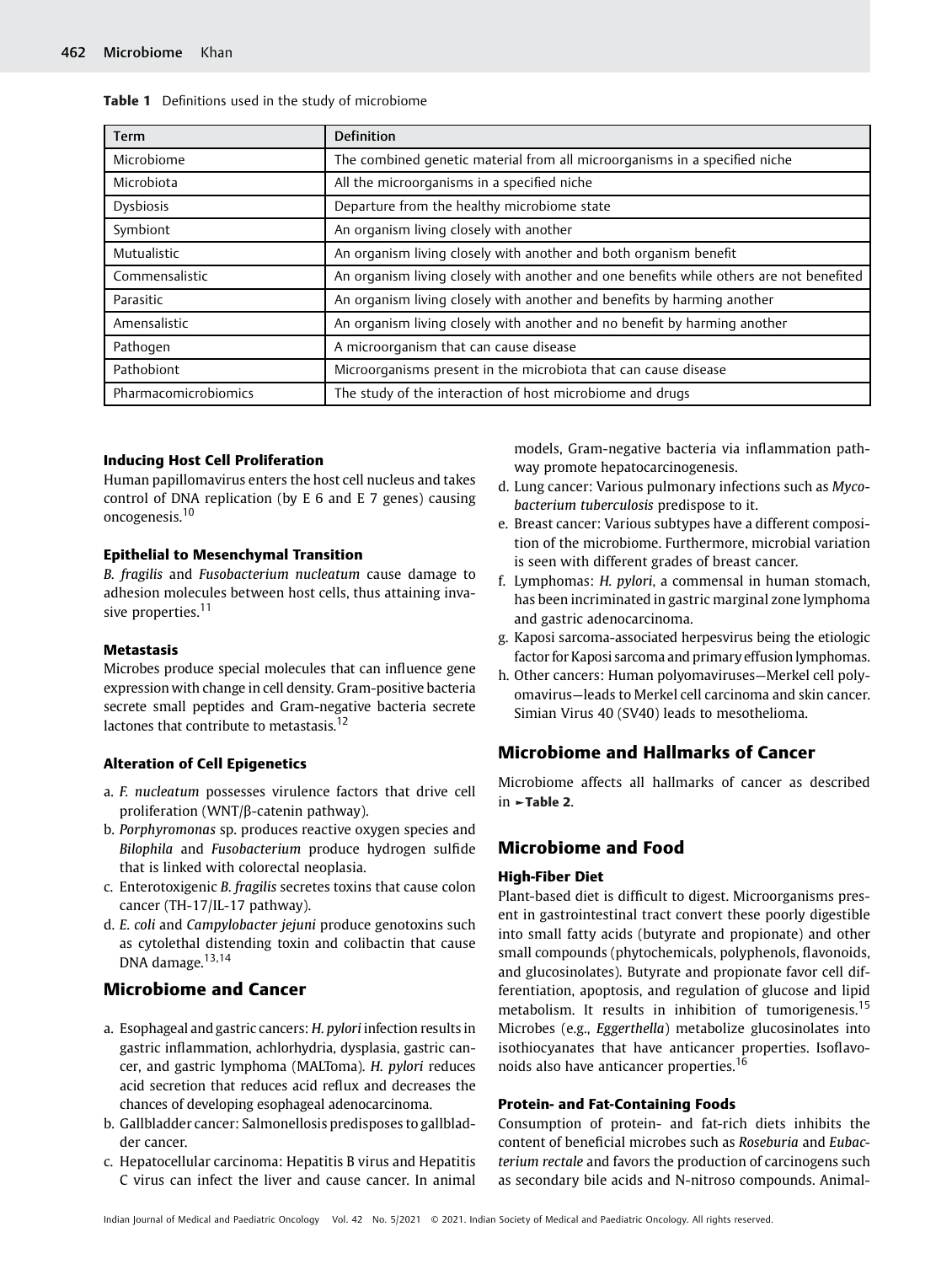**Table 1** Definitions used in the study of microbiome

| Term | Definition |
|---|---|
| Microbiome | The combined genetic material from all microorganisms in a specified niche |
| Microbiota | All the microorganisms in a specified niche |
| Dysbiosis | Departure from the healthy microbiome state |
| Symbiont | An organism living closely with another |
| Mutualistic | An organism living closely with another and both organism benefit |
| Commensalistic | An organism living closely with another and one benefits while others are not benefited |
| Parasitic | An organism living closely with another and benefits by harming another |
| Amensalistic | An organism living closely with another and no benefit by harming another |
| Pathogen | A microorganism that can cause disease |
| Pathobiont | Microorganisms present in the microbiota that can cause disease |
| Pharmacomicrobiomics | The study of the interaction of host microbiome and drugs |

#### Inducing Host Cell Proliferation

Human papillomavirus enters the host cell nucleus and takes control of DNA replication (by E 6 and E 7 genes) causing oncogenesis.[10]

#### Epithelial to Mesenchymal Transition

*B. fragilis* and *Fusobacterium nucleatum* cause damage to adhesion molecules between host cells, thus attaining invasive properties.[11]

#### Metastasis

Microbes produce special molecules that can influence gene expression with change in cell density. Gram-positive bacteria secrete small peptides and Gram-negative bacteria secrete lactones that contribute to metastasis.[12]

#### Alteration of Cell Epigenetics

a. *F. nucleatum* possesses virulence factors that drive cell proliferation (WNT/β-catenin pathway).
b. *Porphyromonas* sp. produces reactive oxygen species and *Bilophila* and *Fusobacterium* produce hydrogen sulfide that is linked with colorectal neoplasia.
c. Enterotoxigenic *B. fragilis* secretes toxins that cause colon cancer (TH-17/IL-17 pathway).
d. *E. coli* and *Campylobacter jejuni* produce genotoxins such as cytolethal distending toxin and colibactin that cause DNA damage.[13,14]

## Microbiome and Cancer

a. Esophageal and gastric cancers: *H. pylori* infection results in gastric inflammation, achlorhydria, dysplasia, gastric cancer, and gastric lymphoma (MALToma). *H. pylori* reduces acid secretion that reduces acid reflux and decreases the chances of developing esophageal adenocarcinoma.
b. Gallbladder cancer: Salmonellosis predisposes to gallbladder cancer.
c. Hepatocellular carcinoma: Hepatitis B virus and Hepatitis C virus can infect the liver and cause cancer. In animal models, Gram-negative bacteria via inflammation pathway promote hepatocarcinogenesis.
d. Lung cancer: Various pulmonary infections such as *Mycobacterium tuberculosis* predispose to it.
e. Breast cancer: Various subtypes have a different composition of the microbiome. Furthermore, microbial variation is seen with different grades of breast cancer.
f. Lymphomas: *H. pylori*, a commensal in human stomach, has been incriminated in gastric marginal zone lymphoma and gastric adenocarcinoma.
g. Kaposi sarcoma-associated herpesvirus being the etiologic factor for Kaposi sarcoma and primary effusion lymphomas.
h. Other cancers: Human polyomaviruses—Merkel cell polyomavirus—leads to Merkel cell carcinoma and skin cancer. Simian Virus 40 (SV40) leads to mesothelioma.

## Microbiome and Hallmarks of Cancer

Microbiome affects all hallmarks of cancer as described in ►Table 2.

## Microbiome and Food

#### High-Fiber Diet

Plant-based diet is difficult to digest. Microorganisms present in gastrointestinal tract convert these poorly digestible into small fatty acids (butyrate and propionate) and other small compounds (phytochemicals, polyphenols, flavonoids, and glucosinolates). Butyrate and propionate favor cell differentiation, apoptosis, and regulation of glucose and lipid metabolism. It results in inhibition of tumorigenesis.[15] Microbes (e.g., *Eggerthella*) metabolize glucosinolates into isothiocyanates that have anticancer properties. Isoflavonoids also have anticancer properties.[16]

#### Protein- and Fat-Containing Foods

Consumption of protein- and fat-rich diets inhibits the content of beneficial microbes such as *Roseburia* and *Eubacterium rectale* and favors the production of carcinogens such as secondary bile acids and N-nitroso compounds. Animal-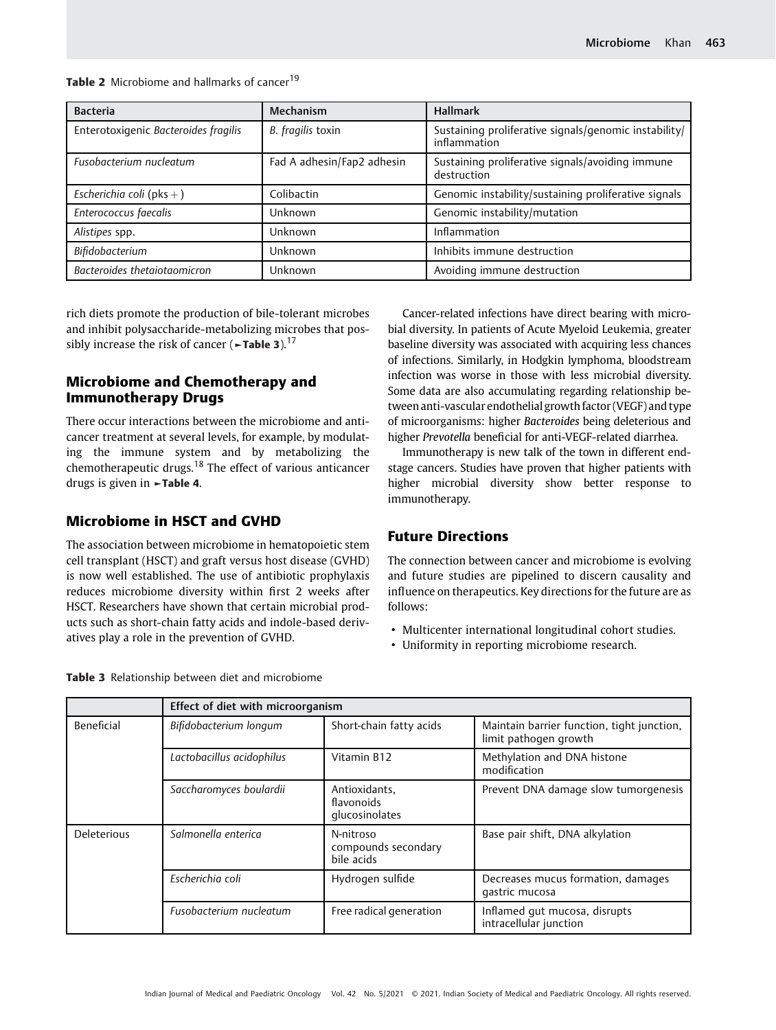**Table 2** Microbiome and hallmarks of cancer[19]

| Bacteria | Mechanism | Hallmark |
|---|---|---|
| Enterotoxigenic *Bacteroides fragilis* | *B. fragilis* toxin | Sustaining proliferative signals/genomic instability/ inflammation |
| *Fusobacterium nucleatum* | Fad A adhesin/Fap2 adhesin | Sustaining proliferative signals/avoiding immune destruction |
| *Escherichia coli* (pks +) | Colibactin | Genomic instability/sustaining proliferative signals |
| *Enterococcus faecalis* | Unknown | Genomic instability/mutation |
| *Alistipes* spp. | Unknown | Inflammation |
| *Bifidobacterium* | Unknown | Inhibits immune destruction |
| *Bacteroides thetaiotaomicron* | Unknown | Avoiding immune destruction |

rich diets promote the production of bile-tolerant microbes and inhibit polysaccharide-metabolizing microbes that possibly increase the risk of cancer (►**Table 3**).[17]

## Microbiome and Chemotherapy and Immunotherapy Drugs

There occur interactions between the microbiome and anticancer treatment at several levels, for example, by modulating the immune system and by metabolizing the chemotherapeutic drugs.[18] The effect of various anticancer drugs is given in ►**Table 4**.

## Microbiome in HSCT and GVHD

The association between microbiome in hematopoietic stem cell transplant (HSCT) and graft versus host disease (GVHD) is now well established. The use of antibiotic prophylaxis reduces microbiome diversity within first 2 weeks after HSCT. Researchers have shown that certain microbial products such as short-chain fatty acids and indole-based derivatives play a role in the prevention of GVHD.

Cancer-related infections have direct bearing with microbial diversity. In patients of Acute Myeloid Leukemia, greater baseline diversity was associated with acquiring less chances of infections. Similarly, in Hodgkin lymphoma, bloodstream infection was worse in those with less microbial diversity. Some data are also accumulating regarding relationship between anti-vascular endothelial growth factor (VEGF) and type of microorganisms: higher *Bacteroides* being deleterious and higher *Prevotella* beneficial for anti-VEGF-related diarrhea.

Immunotherapy is new talk of the town in different end-stage cancers. Studies have proven that higher patients with higher microbial diversity show better response to immunotherapy.

## Future Directions

The connection between cancer and microbiome is evolving and future studies are pipelined to discern causality and influence on therapeutics. Key directions for the future are as follows:

- Multicenter international longitudinal cohort studies.
- Uniformity in reporting microbiome research.

**Table 3** Relationship between diet and microbiome

| | Effect of diet with microorganism | | |
|---|---|---|---|
| Beneficial | *Bifidobacterium longum* | Short-chain fatty acids | Maintain barrier function, tight junction, limit pathogen growth |
| | *Lactobacillus acidophilus* | Vitamin B12 | Methylation and DNA histone modification |
| | *Saccharomyces boulardii* | Antioxidants, flavonoids glucosinolates | Prevent DNA damage slow tumorgenesis |
| Deleterious | *Salmonella enterica* | N-nitroso compounds secondary bile acids | Base pair shift, DNA alkylation |
| | *Escherichia coli* | Hydrogen sulfide | Decreases mucus formation, damages gastric mucosa |
| | *Fusobacterium nucleatum* | Free radical generation | Inflamed gut mucosa, disrupts intracellular junction |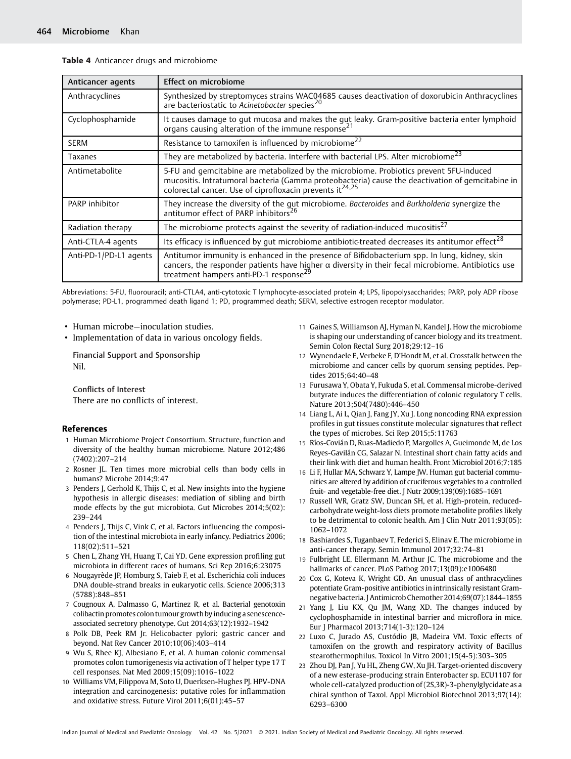**Table 4** Anticancer drugs and microbiome

| Anticancer agents | Effect on microbiome |
| --- | --- |
| Anthracyclines | Synthesized by streptomyces strains WAC04685 causes deactivation of doxorubicin Anthracyclines are bacteriostatic to *Acinetobacter* species[20] |
| Cyclophosphamide | It causes damage to gut mucosa and makes the gut leaky. Gram-positive bacteria enter lymphoid organs causing alteration of the immune response[21] |
| SERM | Resistance to tamoxifen is influenced by microbiome[22] |
| Taxanes | They are metabolized by bacteria. Interfere with bacterial LPS. Alter microbiome[23] |
| Antimetabolite | 5-FU and gemcitabine are metabolized by the microbiome. Probiotics prevent 5FU-induced mucositis. Intratumoral bacteria (Gamma proteobacteria) cause the deactivation of gemcitabine in colorectal cancer. Use of ciprofloxacin prevents it[24,25] |
| PARP inhibitor | They increase the diversity of the gut microbiome. *Bacteroides* and *Burkholderia* synergize the antitumor effect of PARP inhibitors[26] |
| Radiation therapy | The microbiome protects against the severity of radiation-induced mucositis[27] |
| Anti-CTLA-4 agents | Its efficacy is influenced by gut microbiome antibiotic-treated decreases its antitumor effect[28] |
| Anti-PD-1/PD-L1 agents | Antitumor immunity is enhanced in the presence of Bifidobacterium spp. In lung, kidney, skin cancers, the responder patients have higher α diversity in their fecal microbiome. Antibiotics use treatment hampers anti-PD-1 response[29] |

Abbreviations: 5-FU, fluorouracil; anti-CTLA4, anti-cytotoxic T lymphocyte-associated protein 4; LPS, lipopolysaccharides; PARP, poly ADP ribose polymerase; PD-L1, programmed death ligand 1; PD, programmed death; SERM, selective estrogen receptor modulator.

- Human microbe—inoculation studies.
- Implementation of data in various oncology fields.

**Financial Support and Sponsorship**

Nil.

**Conflicts of Interest**

There are no conflicts of interest.

## References

1. Human Microbiome Project Consortium. Structure, function and diversity of the healthy human microbiome. Nature 2012;486 (7402):207–214
2. Rosner JL. Ten times more microbial cells than body cells in humans? Microbe 2014;9:47
3. Penders J, Gerhold K, Thijs C, et al. New insights into the hygiene hypothesis in allergic diseases: mediation of sibling and birth mode effects by the gut microbiota. Gut Microbes 2014;5(02): 239–244
4. Penders J, Thijs C, Vink C, et al. Factors influencing the composition of the intestinal microbiota in early infancy. Pediatrics 2006; 118(02):511–521
5. Chen L, Zhang YH, Huang T, Cai YD. Gene expression profiling gut microbiota in different races of humans. Sci Rep 2016;6:23075
6. Nougayrède JP, Homburg S, Taieb F, et al. Escherichia coli induces DNA double-strand breaks in eukaryotic cells. Science 2006;313 (5788):848–851
7. Cougnoux A, Dalmasso G, Martinez R, et al. Bacterial genotoxin colibactin promotes colon tumour growth by inducing a senescence-associated secretory phenotype. Gut 2014;63(12):1932–1942
8. Polk DB, Peek RM Jr. Helicobacter pylori: gastric cancer and beyond. Nat Rev Cancer 2010;10(06):403–414
9. Wu S, Rhee KJ, Albesiano E, et al. A human colonic commensal promotes colon tumorigenesis via activation of T helper type 17 T cell responses. Nat Med 2009;15(09):1016–1022
10. Williams VM, Filippova M, Soto U, Duerksen-Hughes PJ. HPV-DNA integration and carcinogenesis: putative roles for inflammation and oxidative stress. Future Virol 2011;6(01):45–57
11. Gaines S, Williamson AJ, Hyman N, Kandel J. How the microbiome is shaping our understanding of cancer biology and its treatment. Semin Colon Rectal Surg 2018;29:12–16
12. Wynendaele E, Verbeke F, D'Hondt M, et al. Crosstalk between the microbiome and cancer cells by quorum sensing peptides. Peptides 2015;64:40–48
13. Furusawa Y, Obata Y, Fukuda S, et al. Commensal microbe-derived butyrate induces the differentiation of colonic regulatory T cells. Nature 2013;504(7480):446–450
14. Liang L, Ai L, Qian J, Fang JY, Xu J. Long noncoding RNA expression profiles in gut tissues constitute molecular signatures that reflect the types of microbes. Sci Rep 2015;5:11763
15. Ríos-Covián D, Ruas-Madiedo P, Margolles A, Gueimonde M, de Los Reyes-Gavilán CG, Salazar N. Intestinal short chain fatty acids and their link with diet and human health. Front Microbiol 2016;7:185
16. Li F, Hullar MA, Schwarz Y, Lampe JW. Human gut bacterial communities are altered by addition of cruciferous vegetables to a controlled fruit- and vegetable-free diet. J Nutr 2009;139(09):1685–1691
17. Russell WR, Gratz SW, Duncan SH, et al. High-protein, reduced-carbohydrate weight-loss diets promote metabolite profiles likely to be detrimental to colonic health. Am J Clin Nutr 2011;93(05): 1062–1072
18. Bashiardes S, Tuganbaev T, Federici S, Elinav E. The microbiome in anti-cancer therapy. Semin Immunol 2017;32:74–81
19. Fulbright LE, Ellermann M, Arthur JC. The microbiome and the hallmarks of cancer. PLoS Pathog 2017;13(09):e1006480
20. Cox G, Koteva K, Wright GD. An unusual class of anthracyclines potentiate Gram-positive antibiotics in intrinsically resistant Gram-negative bacteria. J Antimicrob Chemother 2014;69(07):1844–1855
21. Yang J, Liu KX, Qu JM, Wang XD. The changes induced by cyclophosphamide in intestinal barrier and microflora in mice. Eur J Pharmacol 2013;714(1-3):120–124
22. Luxo C, Jurado AS, Custódio JB, Madeira VM. Toxic effects of tamoxifen on the growth and respiratory activity of Bacillus stearothermophilus. Toxicol In Vitro 2001;15(4-5):303–305
23. Zhou DJ, Pan J, Yu HL, Zheng GW, Xu JH. Target-oriented discovery of a new esterase-producing strain Enterobacter sp. ECU1107 for whole cell-catalyzed production of (2S,3R)-3-phenylglycidate as a chiral synthon of Taxol. Appl Microbiol Biotechnol 2013;97(14): 6293–6300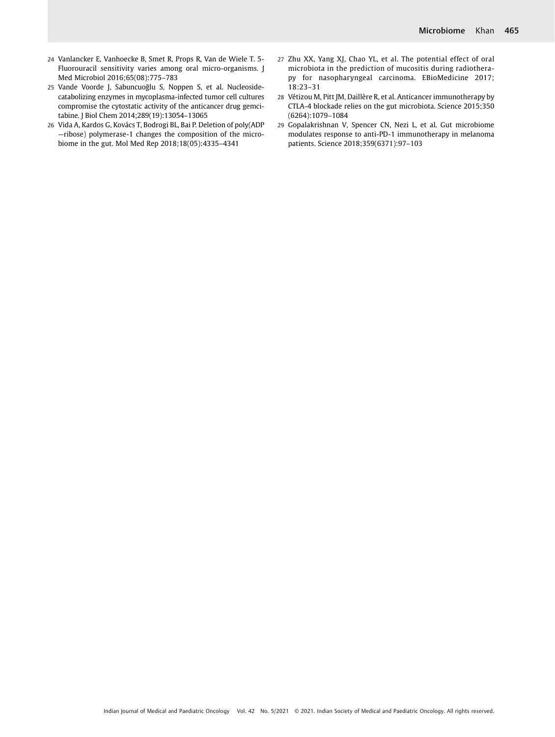24 Vanlancker E, Vanhoecke B, Smet R, Props R, Van de Wiele T. 5-Fluorouracil sensitivity varies among oral micro-organisms. J Med Microbiol 2016;65(08):775–783

25 Vande Voorde J, Sabuncuoğlu S, Noppen S, et al. Nucleoside-catabolizing enzymes in mycoplasma-infected tumor cell cultures compromise the cytostatic activity of the anticancer drug gemcitabine. J Biol Chem 2014;289(19):13054–13065

26 Vida A, Kardos G, Kovács T, Bodrogi BL, Bai P. Deletion of poly(ADP—ribose) polymerase-1 changes the composition of the microbiome in the gut. Mol Med Rep 2018;18(05):4335–4341

27 Zhu XX, Yang XJ, Chao YL, et al. The potential effect of oral microbiota in the prediction of mucositis during radiotherapy for nasopharyngeal carcinoma. EBioMedicine 2017; 18:23–31

28 Vétizou M, Pitt JM, Daillère R, et al. Anticancer immunotherapy by CTLA-4 blockade relies on the gut microbiota. Science 2015;350 (6264):1079–1084

29 Gopalakrishnan V, Spencer CN, Nezi L, et al. Gut microbiome modulates response to anti-PD-1 immunotherapy in melanoma patients. Science 2018;359(6371):97–103